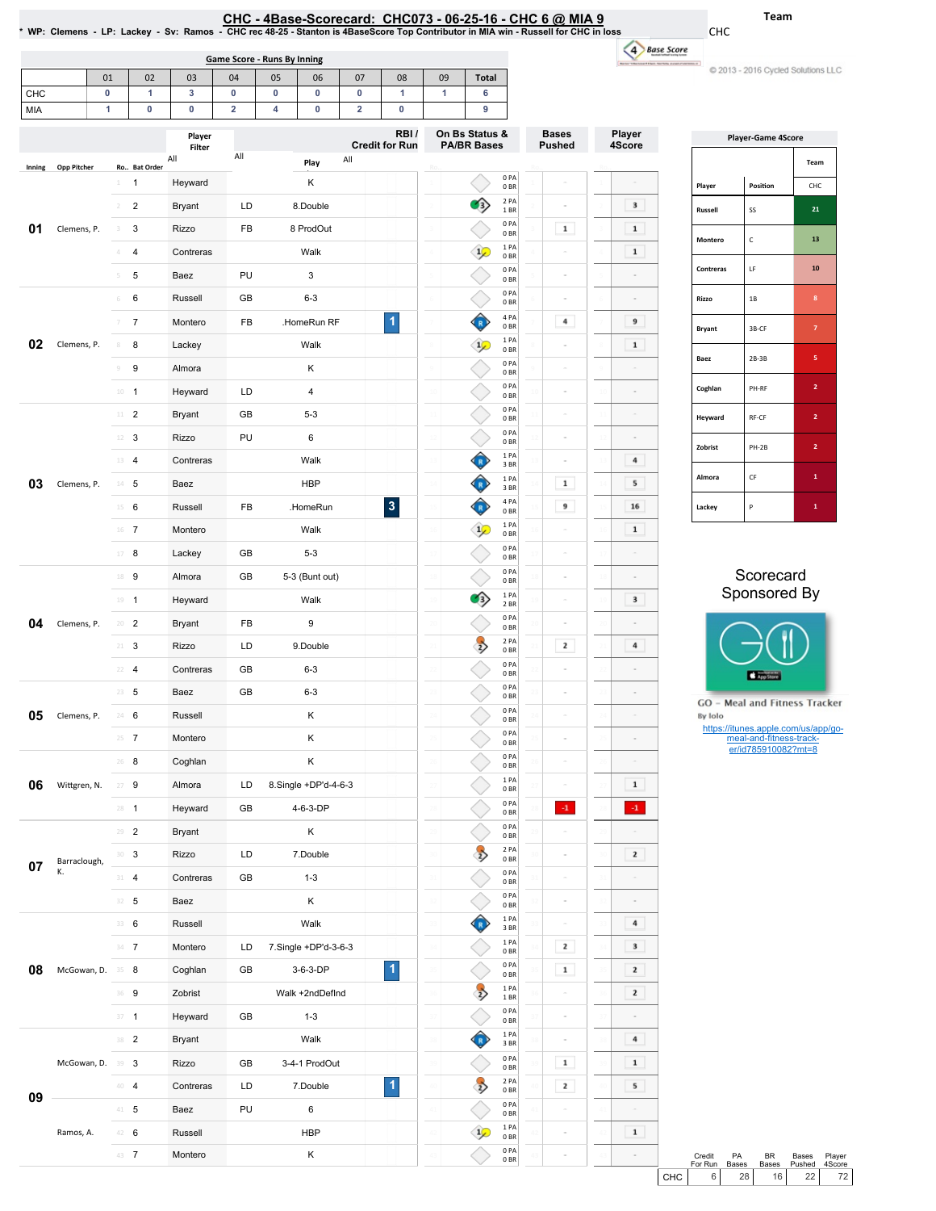# CHC - 4Base-Scorecard: CHC073 - 06-25-16 - CHC 6 @ MIA 9

* WP: Clemens - LP: Lackey - Sv: Ramos - CHC rec 48-25 - Stanton is 4BaseScore Top Contributor in MIA win - Russell for CHC in loss

Team: CHC

© 2013 - 2016 Cycled Solutions LLC

## Game Score - Runs By Inning

| | 01 | 02 | 03 | 04 | 05 | 06 | 07 | 08 | 09 | Total |
|---|---|---|---|---|---|---|---|---|---|---|
| CHC | 0 | 1 | 3 | 0 | 0 | 0 | 0 | 1 | 1 | 6 |
| MIA | 1 | 0 | 0 | 2 | 4 | 0 | 2 | 0 | | 9 |

| Inning | Opp Pitcher | Ro.. | Bat Order | Player | | Play | RBI / Credit for Run | On Bs Status & PA/BR Bases | Bases Pushed | Player 4Score |
|---|---|---|---|---|---|---|---|---|---|---|
| 01 | Clemens, P. | 1 | 1 | Heyward | | K | | 0 PA 0 BR | - | - |
| | | 2 | 2 | Bryant | LD | 8.Double | | 2 PA 1 BR | - | 3 |
| | | 3 | 3 | Rizzo | FB | 8 ProdOut | | 0 PA 0 BR | 1 | 1 |
| | | 4 | 4 | Contreras | | Walk | | 1 PA 0 BR | - | 1 |
| | | 5 | 5 | Baez | PU | 3 | | 0 PA 0 BR | - | - |
| 02 | Clemens, P. | 6 | 6 | Russell | GB | 6-3 | | 0 PA 0 BR | - | - |
| | | 7 | 7 | Montero | FB | .HomeRun RF | 1 | 4 PA 0 BR | 4 | 9 |
| | | 8 | 8 | Lackey | | Walk | | 1 PA 0 BR | - | 1 |
| | | 9 | 9 | Almora | | K | | 0 PA 0 BR | - | - |
| | | 10 | 1 | Heyward | LD | 4 | | 0 PA 0 BR | - | - |
| 03 | Clemens, P. | 11 | 2 | Bryant | GB | 5-3 | | 0 PA 0 BR | - | - |
| | | 12 | 3 | Rizzo | PU | 6 | | 0 PA 0 BR | - | - |
| | | 13 | 4 | Contreras | | Walk | | 1 PA 3 BR | - | 4 |
| | | 14 | 5 | Baez | | HBP | | 1 PA 3 BR | 1 | 5 |
| | | 15 | 6 | Russell | FB | .HomeRun | 3 | 4 PA 0 BR | 9 | 16 |
| | | 16 | 7 | Montero | | Walk | | 1 PA 0 BR | - | 1 |
| | | 17 | 8 | Lackey | GB | 5-3 | | 0 PA 0 BR | - | - |
| 04 | Clemens, P. | 18 | 9 | Almora | GB | 5-3 (Bunt out) | | 0 PA 0 BR | - | - |
| | | 19 | 1 | Heyward | | Walk | | 1 PA 2 BR | - | 3 |
| | | 20 | 2 | Bryant | FB | 9 | | 0 PA 0 BR | - | - |
| | | 21 | 3 | Rizzo | LD | 9.Double | | 2 PA 0 BR | 2 | 4 |
| | | 22 | 4 | Contreras | GB | 6-3 | | 0 PA 0 BR | - | - |
| 05 | Clemens, P. | 23 | 5 | Baez | GB | 6-3 | | 0 PA 0 BR | - | - |
| | | 24 | 6 | Russell | | K | | 0 PA 0 BR | - | - |
| | | 25 | 7 | Montero | | K | | 0 PA 0 BR | - | - |
| 06 | Wittgren, N. | 26 | 8 | Coghlan | | K | | 0 PA 0 BR | - | - |
| | | 27 | 9 | Almora | LD | 8.Single +DP'd-4-6-3 | | 1 PA 0 BR | - | 1 |
| | | 28 | 1 | Heyward | GB | 4-6-3-DP | | 0 PA 0 BR | -1 | -1 |
| 07 | Barraclough, K. | 29 | 2 | Bryant | | K | | 0 PA 0 BR | - | - |
| | | 30 | 3 | Rizzo | LD | 7.Double | | 2 PA 0 BR | - | 2 |
| | | 31 | 4 | Contreras | GB | 1-3 | | 0 PA 0 BR | - | - |
| | | 32 | 5 | Baez | | K | | 0 PA 0 BR | - | - |
| 08 | McGowan, D. | 33 | 6 | Russell | | Walk | | 1 PA 3 BR | - | 4 |
| | | 34 | 7 | Montero | LD | 7.Single +DP'd-3-6-3 | | 1 PA 0 BR | 2 | 3 |
| | | 35 | 8 | Coghlan | GB | 3-6-3-DP | 1 | 0 PA 0 BR | 1 | 2 |
| | | 36 | 9 | Zobrist | | Walk +2ndDefInd | | 1 PA 1 BR | - | 2 |
| | | 37 | 1 | Heyward | GB | 1-3 | | 0 PA 0 BR | - | - |
| 09 | McGowan, D. | 38 | 2 | Bryant | | Walk | | 1 PA 3 BR | - | 4 |
| | | 39 | 3 | Rizzo | GB | 3-4-1 ProdOut | | 0 PA 0 BR | 1 | 1 |
| | | 40 | 4 | Contreras | LD | 7.Double | 1 | 2 PA 0 BR | 2 | 5 |
| | | 41 | 5 | Baez | PU | 6 | | 0 PA 0 BR | - | - |
| | Ramos, A. | 42 | 6 | Russell | | HBP | | 1 PA 0 BR | - | 1 |
| | | 43 | 7 | Montero | | K | | 0 PA 0 BR | - | - |

| | Credit For Run | PA Bases | BR Bases | Bases Pushed | Player 4Score |
|---|---|---|---|---|---|
| CHC | 6 | 28 | 16 | 22 | 72 |

## Player-Game 4Score

| Player | Position | CHC |
|---|---|---|
| Russell | SS | 21 |
| Montero | C | 13 |
| Contreras | LF | 10 |
| Rizzo | 1B | 8 |
| Bryant | 3B-CF | 7 |
| Baez | 2B-3B | 5 |
| Coghlan | PH-RF | 2 |
| Heyward | RF-CF | 2 |
| Zobrist | PH-2B | 2 |
| Almora | CF | 1 |
| Lackey | P | 1 |

Scorecard Sponsored By

GO – Meal and Fitness Tracker
By Iolo

https://itunes.apple.com/us/app/go-meal-and-fitness-track-er/id785910082?mt=8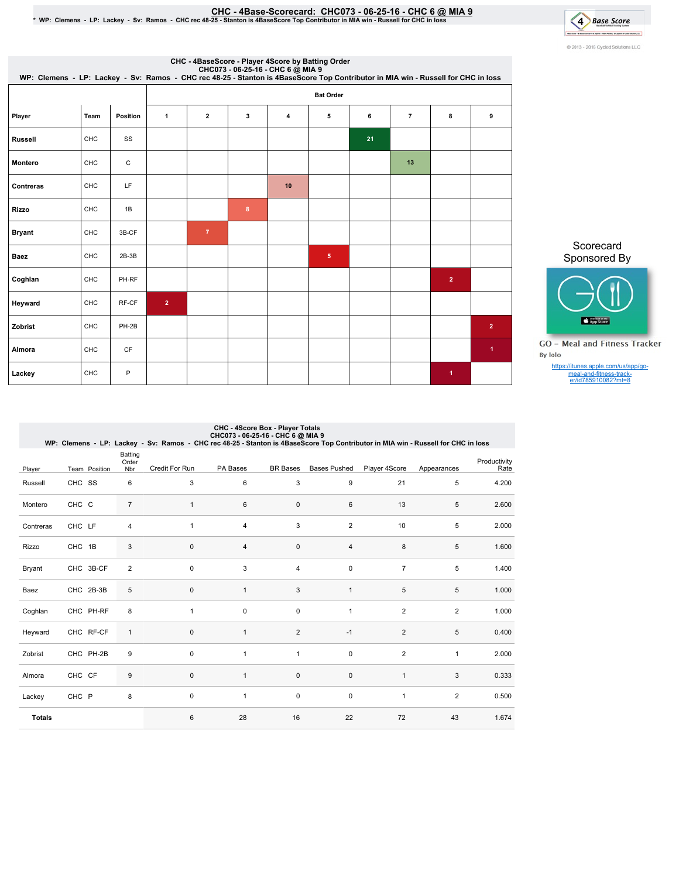# CHC - 4Base-Scorecard: CHC073 - 06-25-16 - CHC 6 @ MIA 9

\* WP: Clemens - LP: Lackey - Sv: Ramos - CHC rec 48-25 - Stanton is 4BaseScore Top Contributor in MIA win - Russell for CHC in loss

© 2013 - 2016 Cycled Solutions LLC

## CHC - 4BaseScore - Player 4Score by Batting Order

CHC073 - 06-25-16 - CHC 6 @ MIA 9

WP: Clemens - LP: Lackey - Sv: Ramos - CHC rec 48-25 - Stanton is 4BaseScore Top Contributor in MIA win - Russell for CHC in loss

| | | | Bat Order | | | | | | | | |
|---|---|---|---|---|---|---|---|---|---|---|---|
| **Player** | **Team** | **Position** | **1** | **2** | **3** | **4** | **5** | **6** | **7** | **8** | **9** |
| **Russell** | CHC | SS | | | | | | 21 | | | |
| **Montero** | CHC | C | | | | | | | 13 | | |
| **Contreras** | CHC | LF | | | | 10 | | | | | |
| **Rizzo** | CHC | 1B | | | 8 | | | | | | |
| **Bryant** | CHC | 3B-CF | | 7 | | | | | | | |
| **Baez** | CHC | 2B-3B | | | | | 5 | | | | |
| **Coghlan** | CHC | PH-RF | | | | | | | | 2 | |
| **Heyward** | CHC | RF-CF | 2 | | | | | | | | |
| **Zobrist** | CHC | PH-2B | | | | | | | | | 2 |
| **Almora** | CHC | CF | | | | | | | | | 1 |
| **Lackey** | CHC | P | | | | | | | | 1 | |

Scorecard Sponsored By

GO - Meal and Fitness Tracker

By Iolo

https://itunes.apple.com/us/app/go-meal-and-fitness-track-er/id785910082?mt=8

## CHC - 4Score Box - Player Totals

CHC073 - 06-25-16 - CHC 6 @ MIA 9

WP: Clemens - LP: Lackey - Sv: Ramos - CHC rec 48-25 - Stanton is 4BaseScore Top Contributor in MIA win - Russell for CHC in loss

| Player | Team | Position | Batting Order Nbr | Credit For Run | PA Bases | BR Bases | Bases Pushed | Player 4Score | Appearances | Productivity Rate |
|---|---|---|---|---|---|---|---|---|---|---|
| Russell | CHC | SS | 6 | 3 | 6 | 3 | 9 | 21 | 5 | 4.200 |
| Montero | CHC | C | 7 | 1 | 6 | 0 | 6 | 13 | 5 | 2.600 |
| Contreras | CHC | LF | 4 | 1 | 4 | 3 | 2 | 10 | 5 | 2.000 |
| Rizzo | CHC | 1B | 3 | 0 | 4 | 0 | 4 | 8 | 5 | 1.600 |
| Bryant | CHC | 3B-CF | 2 | 0 | 3 | 4 | 0 | 7 | 5 | 1.400 |
| Baez | CHC | 2B-3B | 5 | 0 | 1 | 3 | 1 | 5 | 5 | 1.000 |
| Coghlan | CHC | PH-RF | 8 | 1 | 0 | 0 | 1 | 2 | 2 | 1.000 |
| Heyward | CHC | RF-CF | 1 | 0 | 1 | 2 | -1 | 2 | 5 | 0.400 |
| Zobrist | CHC | PH-2B | 9 | 0 | 1 | 1 | 0 | 2 | 1 | 2.000 |
| Almora | CHC | CF | 9 | 0 | 1 | 0 | 0 | 1 | 3 | 0.333 |
| Lackey | CHC | P | 8 | 0 | 1 | 0 | 0 | 1 | 2 | 0.500 |
| **Totals** | | | | 6 | 28 | 16 | 22 | 72 | 43 | 1.674 |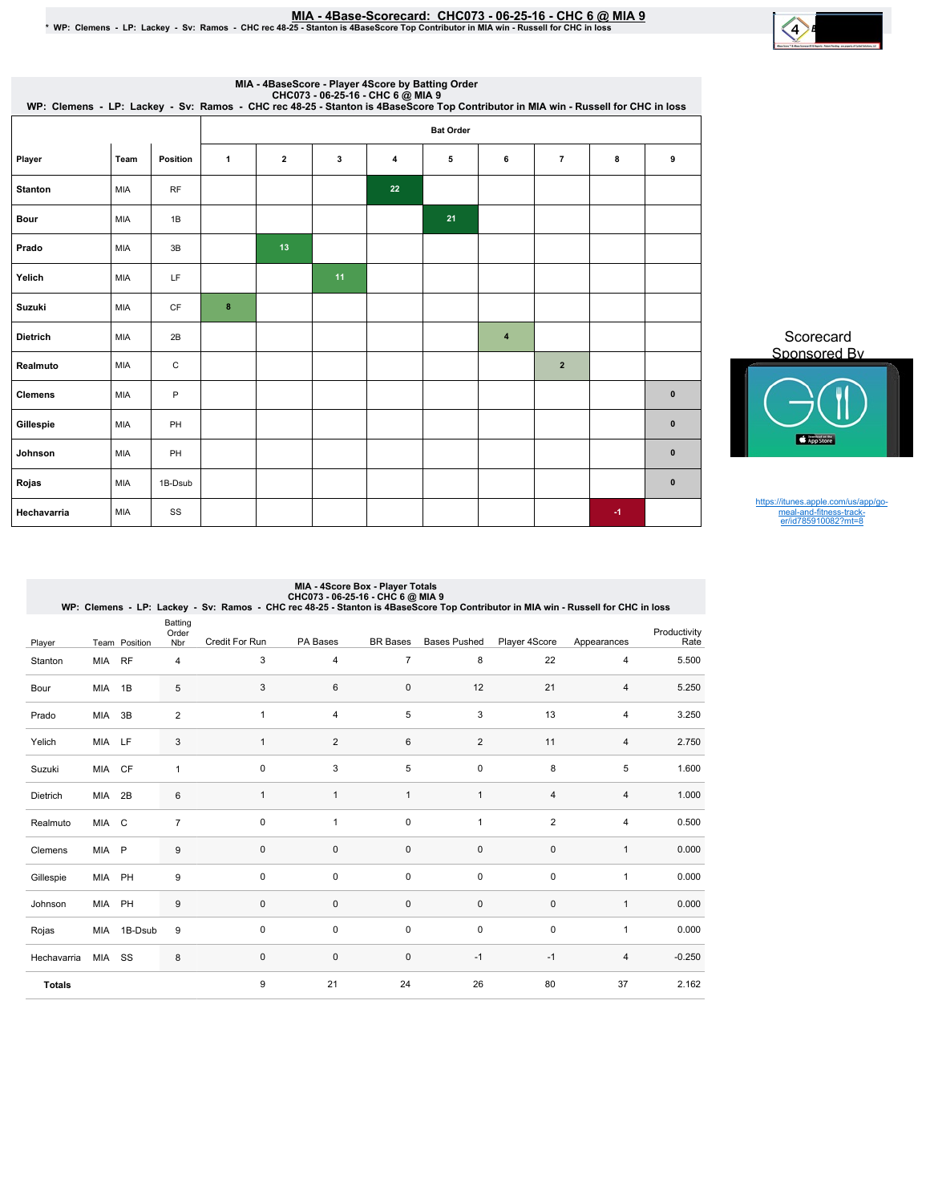# MIA - 4Base-Scorecard: CHC073 - 06-25-16 - CHC 6 @ MIA 9

\* WP: Clemens - LP: Lackey - Sv: Ramos - CHC rec 48-25 - Stanton is 4BaseScore Top Contributor in MIA win - Russell for CHC in loss

## MIA - 4BaseScore - Player 4Score by Batting Order

CHC073 - 06-25-16 - CHC 6 @ MIA 9

WP: Clemens - LP: Lackey - Sv: Ramos - CHC rec 48-25 - Stanton is 4BaseScore Top Contributor in MIA win - Russell for CHC in loss

| | | | Bat Order | | | | | | | | |
|---|---|---|---|---|---|---|---|---|---|---|---|
| Player | Team | Position | 1 | 2 | 3 | 4 | 5 | 6 | 7 | 8 | 9 |
| Stanton | MIA | RF | | | | 22 | | | | | |
| Bour | MIA | 1B | | | | | 21 | | | | |
| Prado | MIA | 3B | | 13 | | | | | | | |
| Yelich | MIA | LF | | | 11 | | | | | | |
| Suzuki | MIA | CF | 8 | | | | | | | | |
| Dietrich | MIA | 2B | | | | | | 4 | | | |
| Realmuto | MIA | C | | | | | | | 2 | | |
| Clemens | MIA | P | | | | | | | | | 0 |
| Gillespie | MIA | PH | | | | | | | | | 0 |
| Johnson | MIA | PH | | | | | | | | | 0 |
| Rojas | MIA | 1B-Dsub | | | | | | | | | 0 |
| Hechavarria | MIA | SS | | | | | | | | -1 | |

Scorecard Sponsored By

https://itunes.apple.com/us/app/go-meal-and-fitness-track-er/id785910082?mt=8

## MIA - 4Score Box - Player Totals

CHC073 - 06-25-16 - CHC 6 @ MIA 9

WP: Clemens - LP: Lackey - Sv: Ramos - CHC rec 48-25 - Stanton is 4BaseScore Top Contributor in MIA win - Russell for CHC in loss

| Player | Team | Position | Batting Order Nbr | Credit For Run | PA Bases | BR Bases | Bases Pushed | Player 4Score | Appearances | Productivity Rate |
|---|---|---|---|---|---|---|---|---|---|---|
| Stanton | MIA | RF | 4 | 3 | 4 | 7 | 8 | 22 | 4 | 5.500 |
| Bour | MIA | 1B | 5 | 3 | 6 | 0 | 12 | 21 | 4 | 5.250 |
| Prado | MIA | 3B | 2 | 1 | 4 | 5 | 3 | 13 | 4 | 3.250 |
| Yelich | MIA | LF | 3 | 1 | 2 | 6 | 2 | 11 | 4 | 2.750 |
| Suzuki | MIA | CF | 1 | 0 | 3 | 5 | 0 | 8 | 5 | 1.600 |
| Dietrich | MIA | 2B | 6 | 1 | 1 | 1 | 1 | 4 | 4 | 1.000 |
| Realmuto | MIA | C | 7 | 0 | 1 | 0 | 1 | 2 | 4 | 0.500 |
| Clemens | MIA | P | 9 | 0 | 0 | 0 | 0 | 0 | 1 | 0.000 |
| Gillespie | MIA | PH | 9 | 0 | 0 | 0 | 0 | 0 | 1 | 0.000 |
| Johnson | MIA | PH | 9 | 0 | 0 | 0 | 0 | 0 | 1 | 0.000 |
| Rojas | MIA | 1B-Dsub | 9 | 0 | 0 | 0 | 0 | 0 | 1 | 0.000 |
| Hechavarria | MIA | SS | 8 | 0 | 0 | 0 | -1 | -1 | 4 | -0.250 |
| **Totals** | | | | 9 | 21 | 24 | 26 | 80 | 37 | 2.162 |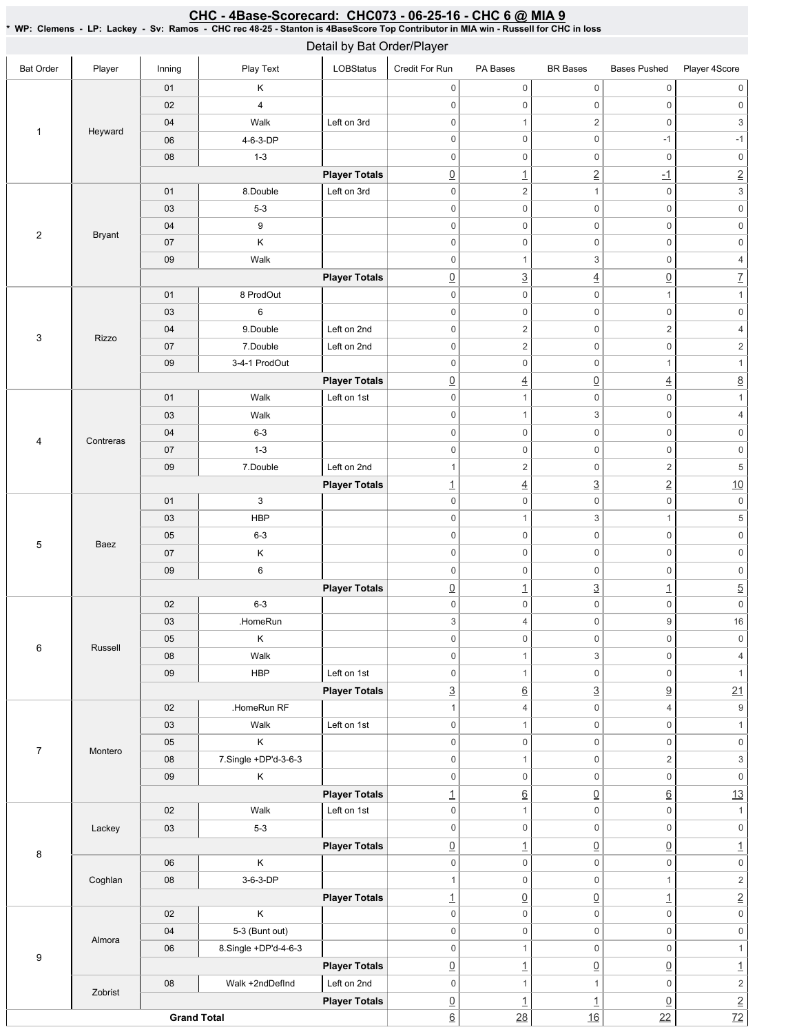## CHC - 4Base-Scorecard: CHC073 - 06-25-16 - CHC 6 @ MIA 9

* WP: Clemens - LP: Lackey - Sv: Ramos - CHC rec 48-25 - Stanton is 4BaseScore Top Contributor in MIA win - Russell for CHC in loss

### Detail by Bat Order/Player

| Bat Order | Player | Inning | Play Text | LOBStatus | Credit For Run | PA Bases | BR Bases | Bases Pushed | Player 4Score |
|---|---|---|---|---|---|---|---|---|---|
| 1 | Heyward | 01 | K | | 0 | 0 | 0 | 0 | 0 |
| | | 02 | 4 | | 0 | 0 | 0 | 0 | 0 |
| | | 04 | Walk | Left on 3rd | 0 | 1 | 2 | 0 | 3 |
| | | 06 | 4-6-3-DP | | 0 | 0 | 0 | -1 | -1 |
| | | 08 | 1-3 | | 0 | 0 | 0 | 0 | 0 |
| | | | | Player Totals | 0 | 1 | 2 | -1 | 2 |
| 2 | Bryant | 01 | 8.Double | Left on 3rd | 0 | 2 | 1 | 0 | 3 |
| | | 03 | 5-3 | | 0 | 0 | 0 | 0 | 0 |
| | | 04 | 9 | | 0 | 0 | 0 | 0 | 0 |
| | | 07 | K | | 0 | 0 | 0 | 0 | 0 |
| | | 09 | Walk | | 0 | 1 | 3 | 0 | 4 |
| | | | | Player Totals | 0 | 3 | 4 | 0 | 7 |
| 3 | Rizzo | 01 | 8 ProdOut | | 0 | 0 | 0 | 1 | 1 |
| | | 03 | 6 | | 0 | 0 | 0 | 0 | 0 |
| | | 04 | 9.Double | Left on 2nd | 0 | 2 | 0 | 2 | 4 |
| | | 07 | 7.Double | Left on 2nd | 0 | 2 | 0 | 0 | 2 |
| | | 09 | 3-4-1 ProdOut | | 0 | 0 | 0 | 1 | 1 |
| | | | | Player Totals | 0 | 4 | 0 | 4 | 8 |
| 4 | Contreras | 01 | Walk | Left on 1st | 0 | 1 | 0 | 0 | 1 |
| | | 03 | Walk | | 0 | 1 | 3 | 0 | 4 |
| | | 04 | 6-3 | | 0 | 0 | 0 | 0 | 0 |
| | | 07 | 1-3 | | 0 | 0 | 0 | 0 | 0 |
| | | 09 | 7.Double | Left on 2nd | 1 | 2 | 0 | 2 | 5 |
| | | | | Player Totals | 1 | 4 | 3 | 2 | 10 |
| 5 | Baez | 01 | 3 | | 0 | 0 | 0 | 0 | 0 |
| | | 03 | HBP | | 0 | 1 | 3 | 1 | 5 |
| | | 05 | 6-3 | | 0 | 0 | 0 | 0 | 0 |
| | | 07 | K | | 0 | 0 | 0 | 0 | 0 |
| | | 09 | 6 | | 0 | 0 | 0 | 0 | 0 |
| | | | | Player Totals | 0 | 1 | 3 | 1 | 5 |
| 6 | Russell | 02 | 6-3 | | 0 | 0 | 0 | 0 | 0 |
| | | 03 | .HomeRun | | 3 | 4 | 0 | 9 | 16 |
| | | 05 | K | | 0 | 0 | 0 | 0 | 0 |
| | | 08 | Walk | | 0 | 1 | 3 | 0 | 4 |
| | | 09 | HBP | Left on 1st | 0 | 1 | 0 | 0 | 1 |
| | | | | Player Totals | 3 | 6 | 3 | 9 | 21 |
| 7 | Montero | 02 | .HomeRun RF | | 1 | 4 | 0 | 4 | 9 |
| | | 03 | Walk | Left on 1st | 0 | 1 | 0 | 0 | 1 |
| | | 05 | K | | 0 | 0 | 0 | 0 | 0 |
| | | 08 | 7.Single +DP'd-3-6-3 | | 0 | 1 | 0 | 2 | 3 |
| | | 09 | K | | 0 | 0 | 0 | 0 | 0 |
| | | | | Player Totals | 1 | 6 | 0 | 6 | 13 |
| 8 | Lackey | 02 | Walk | Left on 1st | 0 | 1 | 0 | 0 | 1 |
| | | 03 | 5-3 | | 0 | 0 | 0 | 0 | 0 |
| | | | | Player Totals | 0 | 1 | 0 | 0 | 1 |
| | Coghlan | 06 | K | | 0 | 0 | 0 | 0 | 0 |
| | | 08 | 3-6-3-DP | | 1 | 0 | 0 | 1 | 2 |
| | | | | Player Totals | 1 | 0 | 0 | 1 | 2 |
| 9 | Almora | 02 | K | | 0 | 0 | 0 | 0 | 0 |
| | | 04 | 5-3 (Bunt out) | | 0 | 0 | 0 | 0 | 0 |
| | | 06 | 8.Single +DP'd-4-6-3 | | 0 | 1 | 0 | 0 | 1 |
| | | | | Player Totals | 0 | 1 | 0 | 0 | 1 |
| | Zobrist | 08 | Walk +2ndDefInd | Left on 2nd | 0 | 1 | 1 | 0 | 2 |
| | | | | Player Totals | 0 | 1 | 1 | 0 | 2 |
| Grand Total | | | | | 6 | 28 | 16 | 22 | 72 |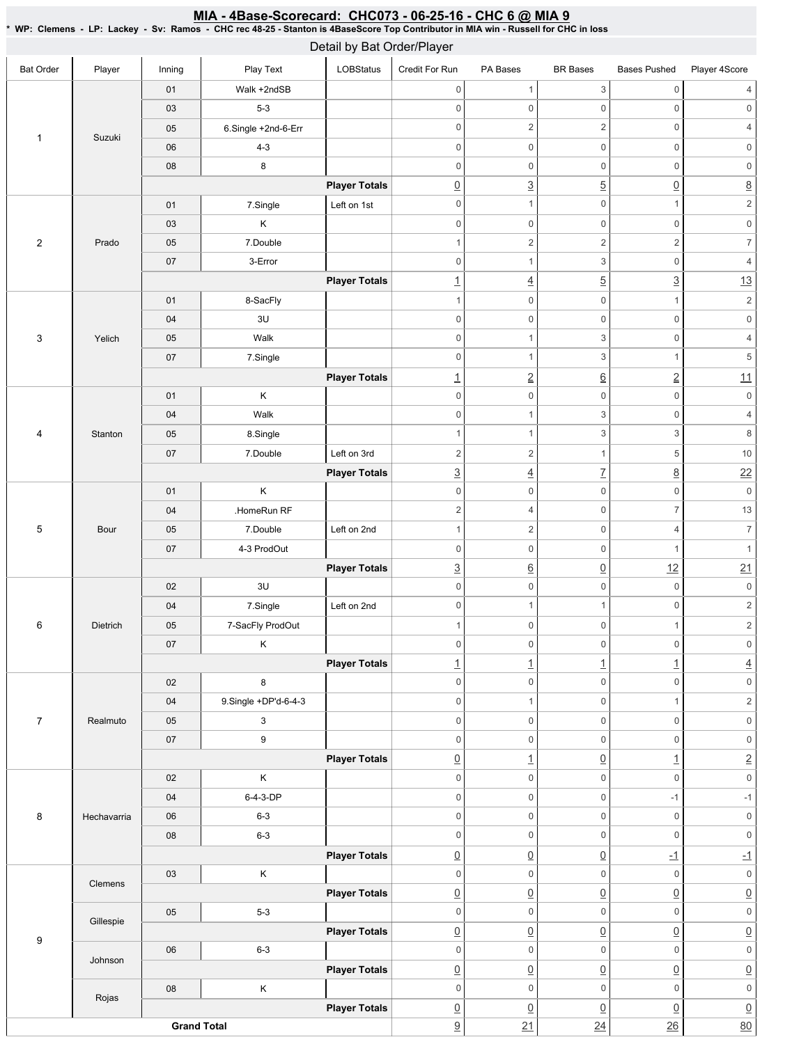# MIA - 4Base-Scorecard: CHC073 - 06-25-16 - CHC 6 @ MIA 9

* WP: Clemens - LP: Lackey - Sv: Ramos - CHC rec 48-25 - Stanton is 4BaseScore Top Contributor in MIA win - Russell for CHC in loss

## Detail by Bat Order/Player

| Bat Order | Player | Inning | Play Text | LOBStatus | Credit For Run | PA Bases | BR Bases | Bases Pushed | Player 4Score |
|---|---|---|---|---|---|---|---|---|---|
| 1 | Suzuki | 01 | Walk +2ndSB | | 0 | 1 | 3 | 0 | 4 |
| | | 03 | 5-3 | | 0 | 0 | 0 | 0 | 0 |
| | | 05 | 6.Single +2nd-6-Err | | 0 | 2 | 2 | 0 | 4 |
| | | 06 | 4-3 | | 0 | 0 | 0 | 0 | 0 |
| | | 08 | 8 | | 0 | 0 | 0 | 0 | 0 |
| | | | | Player Totals | 0 | 3 | 5 | 0 | 8 |
| 2 | Prado | 01 | 7.Single | Left on 1st | 0 | 1 | 0 | 1 | 2 |
| | | 03 | K | | 0 | 0 | 0 | 0 | 0 |
| | | 05 | 7.Double | | 1 | 2 | 2 | 2 | 7 |
| | | 07 | 3-Error | | 0 | 1 | 3 | 0 | 4 |
| | | | | Player Totals | 1 | 4 | 5 | 3 | 13 |
| 3 | Yelich | 01 | 8-SacFly | | 1 | 0 | 0 | 1 | 2 |
| | | 04 | 3U | | 0 | 0 | 0 | 0 | 0 |
| | | 05 | Walk | | 0 | 1 | 3 | 0 | 4 |
| | | 07 | 7.Single | | 0 | 1 | 3 | 1 | 5 |
| | | | | Player Totals | 1 | 2 | 6 | 2 | 11 |
| 4 | Stanton | 01 | K | | 0 | 0 | 0 | 0 | 0 |
| | | 04 | Walk | | 0 | 1 | 3 | 0 | 4 |
| | | 05 | 8.Single | | 1 | 1 | 3 | 3 | 8 |
| | | 07 | 7.Double | Left on 3rd | 2 | 2 | 1 | 5 | 10 |
| | | | | Player Totals | 3 | 4 | 7 | 8 | 22 |
| 5 | Bour | 01 | K | | 0 | 0 | 0 | 0 | 0 |
| | | 04 | .HomeRun RF | | 2 | 4 | 0 | 7 | 13 |
| | | 05 | 7.Double | Left on 2nd | 1 | 2 | 0 | 4 | 7 |
| | | 07 | 4-3 ProdOut | | 0 | 0 | 0 | 1 | 1 |
| | | | | Player Totals | 3 | 6 | 0 | 12 | 21 |
| 6 | Dietrich | 02 | 3U | | 0 | 0 | 0 | 0 | 0 |
| | | 04 | 7.Single | Left on 2nd | 0 | 1 | 1 | 0 | 2 |
| | | 05 | 7-SacFly ProdOut | | 1 | 0 | 0 | 1 | 2 |
| | | 07 | K | | 0 | 0 | 0 | 0 | 0 |
| | | | | Player Totals | 1 | 1 | 1 | 1 | 4 |
| 7 | Realmuto | 02 | 8 | | 0 | 0 | 0 | 0 | 0 |
| | | 04 | 9.Single +DP'd-6-4-3 | | 0 | 1 | 0 | 1 | 2 |
| | | 05 | 3 | | 0 | 0 | 0 | 0 | 0 |
| | | 07 | 9 | | 0 | 0 | 0 | 0 | 0 |
| | | | | Player Totals | 0 | 1 | 0 | 1 | 2 |
| 8 | Hechavarria | 02 | K | | 0 | 0 | 0 | 0 | 0 |
| | | 04 | 6-4-3-DP | | 0 | 0 | 0 | -1 | -1 |
| | | 06 | 6-3 | | 0 | 0 | 0 | 0 | 0 |
| | | 08 | 6-3 | | 0 | 0 | 0 | 0 | 0 |
| | | | | Player Totals | 0 | 0 | 0 | -1 | -1 |
| 9 | Clemens | 03 | K | | 0 | 0 | 0 | 0 | 0 |
| | | | | Player Totals | 0 | 0 | 0 | 0 | 0 |
| | Gillespie | 05 | 5-3 | | 0 | 0 | 0 | 0 | 0 |
| | | | | Player Totals | 0 | 0 | 0 | 0 | 0 |
| | Johnson | 06 | 6-3 | | 0 | 0 | 0 | 0 | 0 |
| | | | | Player Totals | 0 | 0 | 0 | 0 | 0 |
| | Rojas | 08 | K | | 0 | 0 | 0 | 0 | 0 |
| | | | | Player Totals | 0 | 0 | 0 | 0 | 0 |
| Grand Total | | | | | 9 | 21 | 24 | 26 | 80 |